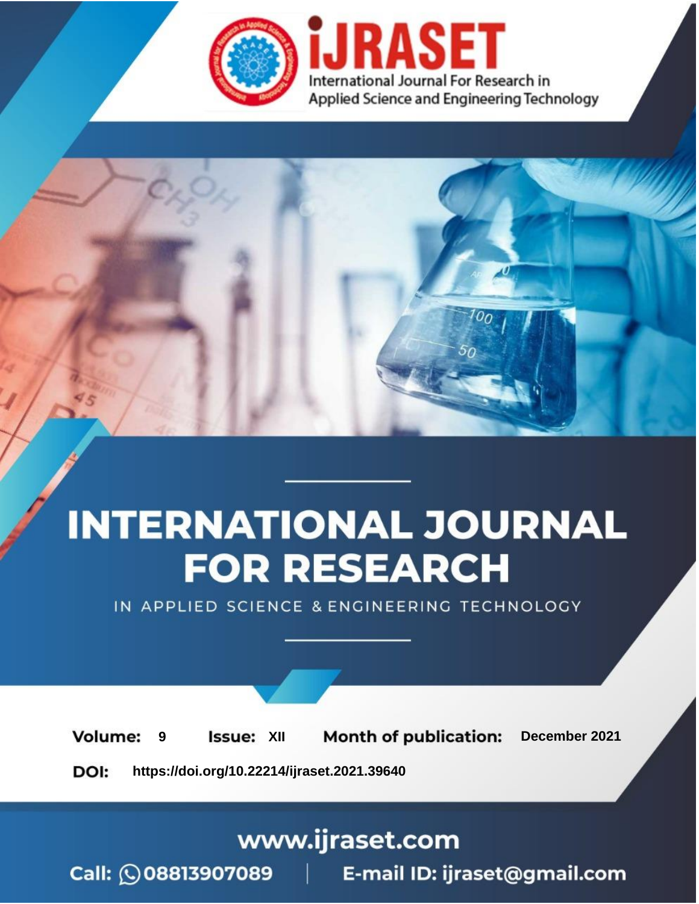iJRASET

International Journal For Research in Applied Science and Engineering Technology

# INTERNATIONAL JOURNAL FOR RESEARCH

IN APPLIED SCIENCE & ENGINEERING TECHNOLOGY

**Volume:** 9 **Issue:** XII **Month of publication:** December 2021

**DOI:** https://doi.org/10.22214/ijraset.2021.39640

www.ijraset.com

Call: 08813907089 | E-mail ID: ijraset@gmail.com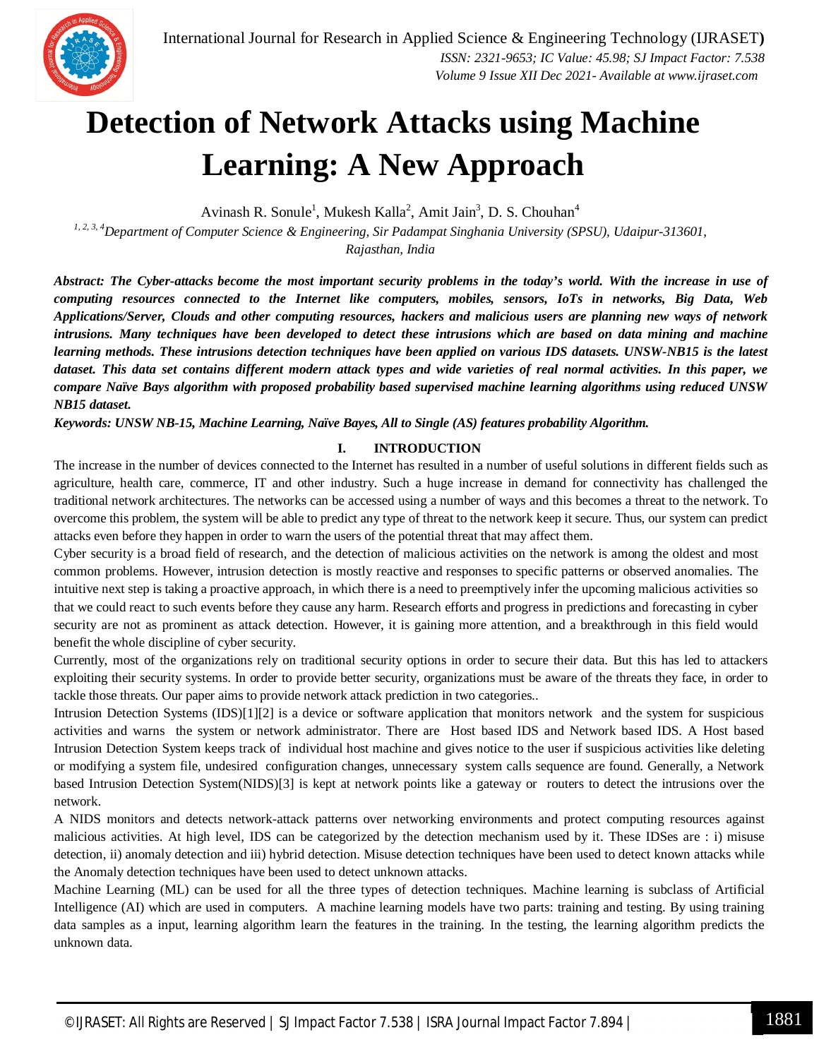# Detection of Network Attacks using Machine Learning: A New Approach

Avinash R. Sonule[1], Mukesh Kalla[2], Amit Jain[3], D. S. Chouhan[4]

[1, 2, 3, 4]*Department of Computer Science & Engineering, Sir Padampat Singhania University (SPSU), Udaipur-313601, Rajasthan, India*

***Abstract: The Cyber-attacks become the most important security problems in the today's world. With the increase in use of computing resources connected to the Internet like computers, mobiles, sensors, IoTs in networks, Big Data, Web Applications/Server, Clouds and other computing resources, hackers and malicious users are planning new ways of network intrusions. Many techniques have been developed to detect these intrusions which are based on data mining and machine learning methods. These intrusions detection techniques have been applied on various IDS datasets. UNSW-NB15 is the latest dataset. This data set contains different modern attack types and wide varieties of real normal activities. In this paper, we compare Naïve Bays algorithm with proposed probability based supervised machine learning algorithms using reduced UNSW NB15 dataset.***

***Keywords: UNSW NB-15, Machine Learning, Naïve Bayes, All to Single (AS) features probability Algorithm.***

## I. INTRODUCTION

The increase in the number of devices connected to the Internet has resulted in a number of useful solutions in different fields such as agriculture, health care, commerce, IT and other industry. Such a huge increase in demand for connectivity has challenged the traditional network architectures. The networks can be accessed using a number of ways and this becomes a threat to the network. To overcome this problem, the system will be able to predict any type of threat to the network keep it secure. Thus, our system can predict attacks even before they happen in order to warn the users of the potential threat that may affect them.

Cyber security is a broad field of research, and the detection of malicious activities on the network is among the oldest and most common problems. However, intrusion detection is mostly reactive and responses to specific patterns or observed anomalies. The intuitive next step is taking a proactive approach, in which there is a need to preemptively infer the upcoming malicious activities so that we could react to such events before they cause any harm. Research efforts and progress in predictions and forecasting in cyber security are not as prominent as attack detection. However, it is gaining more attention, and a breakthrough in this field would benefit the whole discipline of cyber security.

Currently, most of the organizations rely on traditional security options in order to secure their data. But this has led to attackers exploiting their security systems. In order to provide better security, organizations must be aware of the threats they face, in order to tackle those threats. Our paper aims to provide network attack prediction in two categories..

Intrusion Detection Systems (IDS)[1][2] is a device or software application that monitors network and the system for suspicious activities and warns the system or network administrator. There are Host based IDS and Network based IDS. A Host based Intrusion Detection System keeps track of individual host machine and gives notice to the user if suspicious activities like deleting or modifying a system file, undesired configuration changes, unnecessary system calls sequence are found. Generally, a Network based Intrusion Detection System(NIDS)[3] is kept at network points like a gateway or routers to detect the intrusions over the network.

A NIDS monitors and detects network-attack patterns over networking environments and protect computing resources against malicious activities. At high level, IDS can be categorized by the detection mechanism used by it. These IDSes are : i) misuse detection, ii) anomaly detection and iii) hybrid detection. Misuse detection techniques have been used to detect known attacks while the Anomaly detection techniques have been used to detect unknown attacks.

Machine Learning (ML) can be used for all the three types of detection techniques. Machine learning is subclass of Artificial Intelligence (AI) which are used in computers. A machine learning models have two parts: training and testing. By using training data samples as a input, learning algorithm learn the features in the training. In the testing, the learning algorithm predicts the unknown data.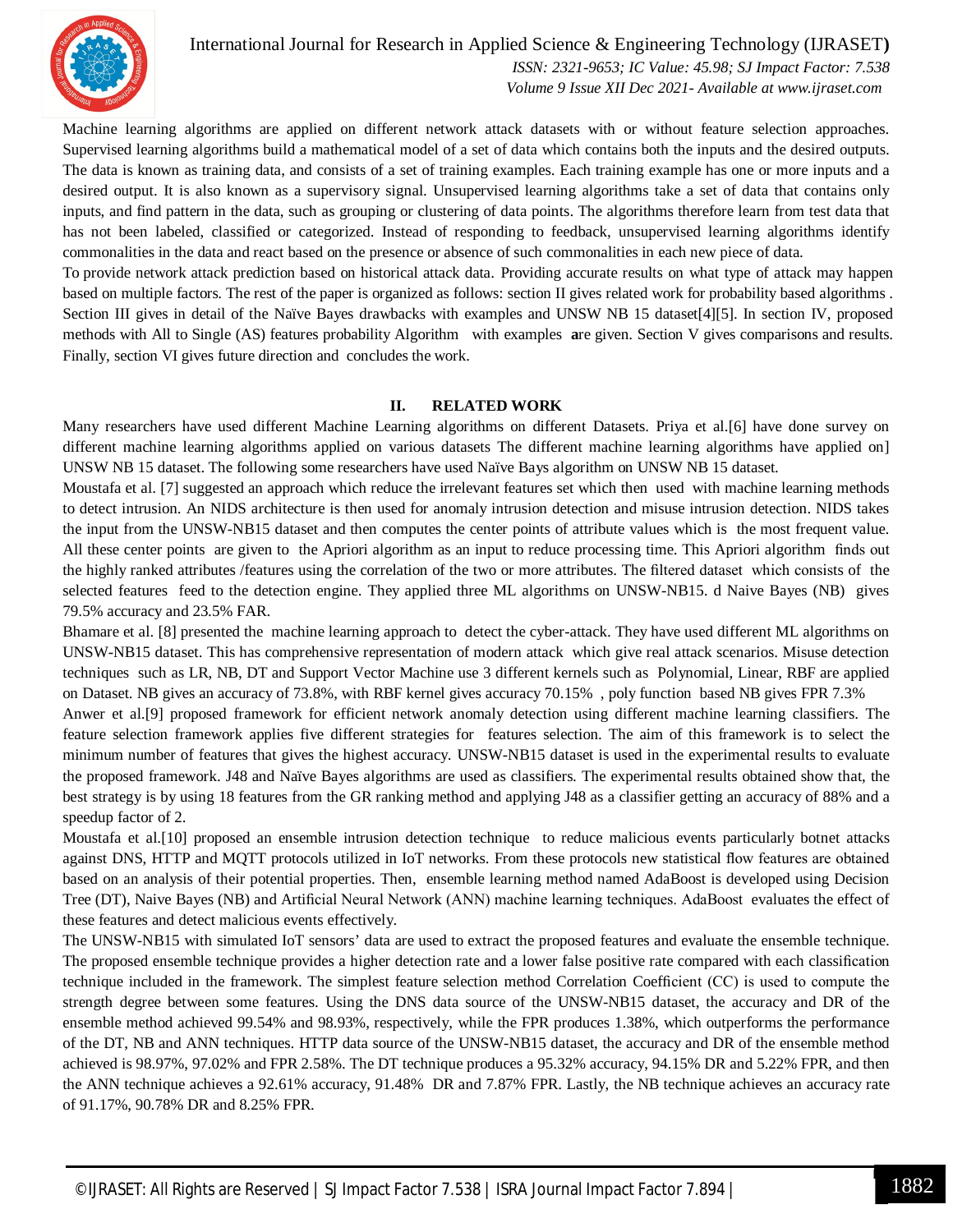Machine learning algorithms are applied on different network attack datasets with or without feature selection approaches. Supervised learning algorithms build a mathematical model of a set of data which contains both the inputs and the desired outputs. The data is known as training data, and consists of a set of training examples. Each training example has one or more inputs and a desired output. It is also known as a supervisory signal. Unsupervised learning algorithms take a set of data that contains only inputs, and find pattern in the data, such as grouping or clustering of data points. The algorithms therefore learn from test data that has not been labeled, classified or categorized. Instead of responding to feedback, unsupervised learning algorithms identify commonalities in the data and react based on the presence or absence of such commonalities in each new piece of data.

To provide network attack prediction based on historical attack data. Providing accurate results on what type of attack may happen based on multiple factors. The rest of the paper is organized as follows: section II gives related work for probability based algorithms . Section III gives in detail of the Naïve Bayes drawbacks with examples and UNSW NB 15 dataset[4][5]. In section IV, proposed methods with All to Single (AS) features probability Algorithm with examples **a**re given. Section V gives comparisons and results. Finally, section VI gives future direction and concludes the work.

## II. RELATED WORK

Many researchers have used different Machine Learning algorithms on different Datasets. Priya et al.[6] have done survey on different machine learning algorithms applied on various datasets The different machine learning algorithms have applied on] UNSW NB 15 dataset. The following some researchers have used Naïve Bays algorithm on UNSW NB 15 dataset.

Moustafa et al. [7] suggested an approach which reduce the irrelevant features set which then used with machine learning methods to detect intrusion. An NIDS architecture is then used for anomaly intrusion detection and misuse intrusion detection. NIDS takes the input from the UNSW-NB15 dataset and then computes the center points of attribute values which is the most frequent value. All these center points are given to the Apriori algorithm as an input to reduce processing time. This Apriori algorithm finds out the highly ranked attributes /features using the correlation of the two or more attributes. The filtered dataset which consists of the selected features feed to the detection engine. They applied three ML algorithms on UNSW-NB15. d Naive Bayes (NB) gives 79.5% accuracy and 23.5% FAR.

Bhamare et al. [8] presented the machine learning approach to detect the cyber-attack. They have used different ML algorithms on UNSW-NB15 dataset. This has comprehensive representation of modern attack which give real attack scenarios. Misuse detection techniques such as LR, NB, DT and Support Vector Machine use 3 different kernels such as Polynomial, Linear, RBF are applied on Dataset. NB gives an accuracy of 73.8%, with RBF kernel gives accuracy 70.15% , poly function based NB gives FPR 7.3%

Anwer et al.[9] proposed framework for efficient network anomaly detection using different machine learning classifiers. The feature selection framework applies five different strategies for features selection. The aim of this framework is to select the minimum number of features that gives the highest accuracy. UNSW-NB15 dataset is used in the experimental results to evaluate the proposed framework. J48 and Naïve Bayes algorithms are used as classifiers. The experimental results obtained show that, the best strategy is by using 18 features from the GR ranking method and applying J48 as a classifier getting an accuracy of 88% and a speedup factor of 2.

Moustafa et al.[10] proposed an ensemble intrusion detection technique to reduce malicious events particularly botnet attacks against DNS, HTTP and MQTT protocols utilized in IoT networks. From these protocols new statistical flow features are obtained based on an analysis of their potential properties. Then, ensemble learning method named AdaBoost is developed using Decision Tree (DT), Naive Bayes (NB) and Artificial Neural Network (ANN) machine learning techniques. AdaBoost evaluates the effect of these features and detect malicious events effectively.

The UNSW-NB15 with simulated IoT sensors' data are used to extract the proposed features and evaluate the ensemble technique. The proposed ensemble technique provides a higher detection rate and a lower false positive rate compared with each classification technique included in the framework. The simplest feature selection method Correlation Coefficient (CC) is used to compute the strength degree between some features. Using the DNS data source of the UNSW-NB15 dataset, the accuracy and DR of the ensemble method achieved 99.54% and 98.93%, respectively, while the FPR produces 1.38%, which outperforms the performance of the DT, NB and ANN techniques. HTTP data source of the UNSW-NB15 dataset, the accuracy and DR of the ensemble method achieved is 98.97%, 97.02% and FPR 2.58%. The DT technique produces a 95.32% accuracy, 94.15% DR and 5.22% FPR, and then the ANN technique achieves a 92.61% accuracy, 91.48% DR and 7.87% FPR. Lastly, the NB technique achieves an accuracy rate of 91.17%, 90.78% DR and 8.25% FPR.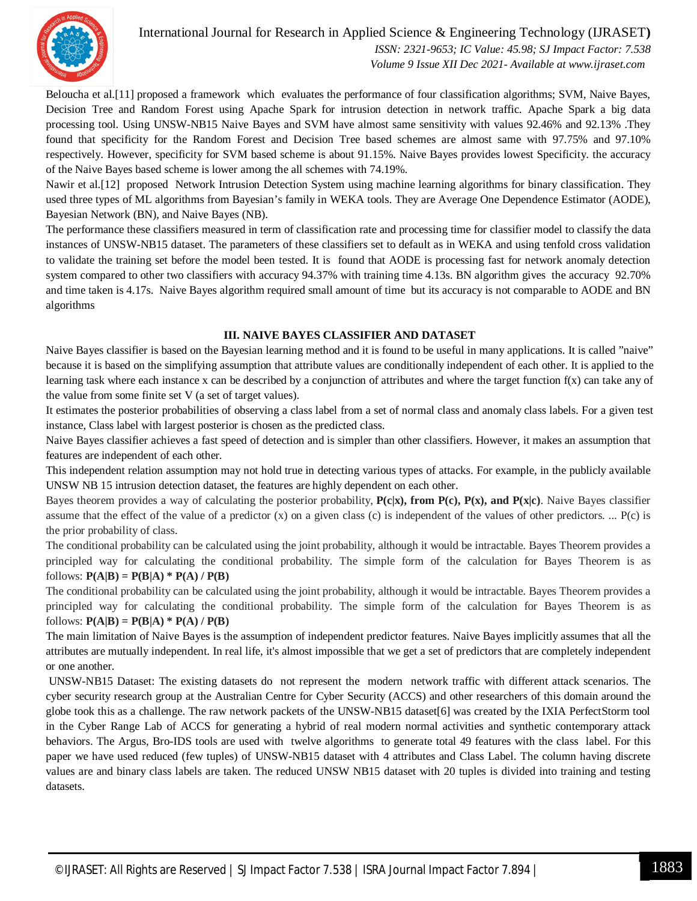Beloucha et al.[11] proposed a framework which evaluates the performance of four classification algorithms; SVM, Naive Bayes, Decision Tree and Random Forest using Apache Spark for intrusion detection in network traffic. Apache Spark a big data processing tool. Using UNSW-NB15 Naive Bayes and SVM have almost same sensitivity with values 92.46% and 92.13% .They found that specificity for the Random Forest and Decision Tree based schemes are almost same with 97.75% and 97.10% respectively. However, specificity for SVM based scheme is about 91.15%. Naive Bayes provides lowest Specificity. the accuracy of the Naive Bayes based scheme is lower among the all schemes with 74.19%.

Nawir et al.[12] proposed Network Intrusion Detection System using machine learning algorithms for binary classification. They used three types of ML algorithms from Bayesian's family in WEKA tools. They are Average One Dependence Estimator (AODE), Bayesian Network (BN), and Naive Bayes (NB).

The performance these classifiers measured in term of classification rate and processing time for classifier model to classify the data instances of UNSW-NB15 dataset. The parameters of these classifiers set to default as in WEKA and using tenfold cross validation to validate the training set before the model been tested. It is found that AODE is processing fast for network anomaly detection system compared to other two classifiers with accuracy 94.37% with training time 4.13s. BN algorithm gives the accuracy 92.70% and time taken is 4.17s. Naive Bayes algorithm required small amount of time but its accuracy is not comparable to AODE and BN algorithms

## III. NAIVE BAYES CLASSIFIER AND DATASET

Naive Bayes classifier is based on the Bayesian learning method and it is found to be useful in many applications. It is called "naive" because it is based on the simplifying assumption that attribute values are conditionally independent of each other. It is applied to the learning task where each instance x can be described by a conjunction of attributes and where the target function f(x) can take any of the value from some finite set V (a set of target values).

It estimates the posterior probabilities of observing a class label from a set of normal class and anomaly class labels. For a given test instance, Class label with largest posterior is chosen as the predicted class.

Naive Bayes classifier achieves a fast speed of detection and is simpler than other classifiers. However, it makes an assumption that features are independent of each other.

This independent relation assumption may not hold true in detecting various types of attacks. For example, in the publicly available UNSW NB 15 intrusion detection dataset, the features are highly dependent on each other.

Bayes theorem provides a way of calculating the posterior probability, **P(c|x), from P(c), P(x), and P(x|c)**. Naive Bayes classifier assume that the effect of the value of a predictor (x) on a given class (c) is independent of the values of other predictors. ... P(c) is the prior probability of class.

The conditional probability can be calculated using the joint probability, although it would be intractable. Bayes Theorem provides a principled way for calculating the conditional probability. The simple form of the calculation for Bayes Theorem is as follows: $P(A|B) = P(B|A) * P(A) / P(B)$

The conditional probability can be calculated using the joint probability, although it would be intractable. Bayes Theorem provides a principled way for calculating the conditional probability. The simple form of the calculation for Bayes Theorem is as follows: $P(A|B) = P(B|A) * P(A) / P(B)$

The main limitation of Naive Bayes is the assumption of independent predictor features. Naive Bayes implicitly assumes that all the attributes are mutually independent. In real life, it's almost impossible that we get a set of predictors that are completely independent or one another.

UNSW-NB15 Dataset: The existing datasets do not represent the modern network traffic with different attack scenarios. The cyber security research group at the Australian Centre for Cyber Security (ACCS) and other researchers of this domain around the globe took this as a challenge. The raw network packets of the UNSW-NB15 dataset[6] was created by the IXIA PerfectStorm tool in the Cyber Range Lab of ACCS for generating a hybrid of real modern normal activities and synthetic contemporary attack behaviors. The Argus, Bro-IDS tools are used with twelve algorithms to generate total 49 features with the class label. For this paper we have used reduced (few tuples) of UNSW-NB15 dataset with 4 attributes and Class Label. The column having discrete values are and binary class labels are taken. The reduced UNSW NB15 dataset with 20 tuples is divided into training and testing datasets.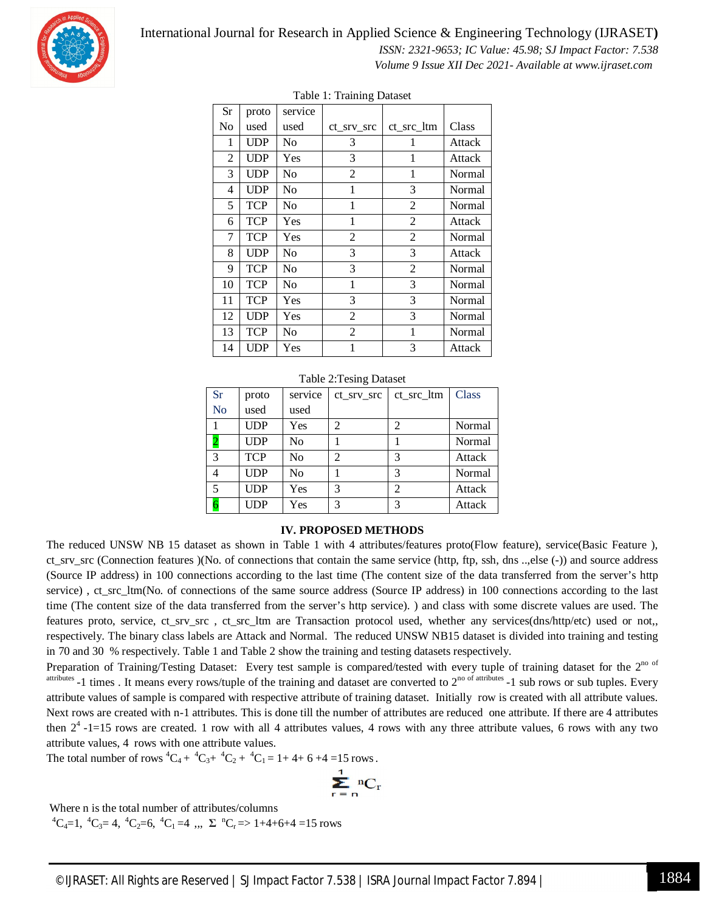Table 1: Training Dataset

| Sr No | proto used | service used | ct_srv_src | ct_src_ltm | Class |
|---|---|---|---|---|---|
| 1 | UDP | No | 3 | 1 | Attack |
| 2 | UDP | Yes | 3 | 1 | Attack |
| 3 | UDP | No | 2 | 1 | Normal |
| 4 | UDP | No | 1 | 3 | Normal |
| 5 | TCP | No | 1 | 2 | Normal |
| 6 | TCP | Yes | 1 | 2 | Attack |
| 7 | TCP | Yes | 2 | 2 | Normal |
| 8 | UDP | No | 3 | 3 | Attack |
| 9 | TCP | No | 3 | 2 | Normal |
| 10 | TCP | No | 1 | 3 | Normal |
| 11 | TCP | Yes | 3 | 3 | Normal |
| 12 | UDP | Yes | 2 | 3 | Normal |
| 13 | TCP | No | 2 | 1 | Normal |
| 14 | UDP | Yes | 1 | 3 | Attack |

Table 2:Tesing Dataset

| Sr No | proto used | service used | ct_srv_src | ct_src_ltm | Class |
|---|---|---|---|---|---|
| 1 | UDP | Yes | 2 | 2 | Normal |
| 2 | UDP | No | 1 | 1 | Normal |
| 3 | TCP | No | 2 | 3 | Attack |
| 4 | UDP | No | 1 | 3 | Normal |
| 5 | UDP | Yes | 3 | 2 | Attack |
| 6 | UDP | Yes | 3 | 3 | Attack |

## IV. PROPOSED METHODS

The reduced UNSW NB 15 dataset as shown in Table 1 with 4 attributes/features proto(Flow feature), service(Basic Feature ), ct_srv_src (Connection features )(No. of connections that contain the same service (http, ftp, ssh, dns ..,else (-)) and source address (Source IP address) in 100 connections according to the last time (The content size of the data transferred from the server's http service) , ct_src_ltm(No. of connections of the same source address (Source IP address) in 100 connections according to the last time (The content size of the data transferred from the server's http service). ) and class with some discrete values are used. The features proto, service, ct_srv_src , ct_src_ltm are Transaction protocol used, whether any services(dns/http/etc) used or not,, respectively. The binary class labels are Attack and Normal. The reduced UNSW NB15 dataset is divided into training and testing in 70 and 30 % respectively. Table 1 and Table 2 show the training and testing datasets respectively.

Preparation of Training/Testing Dataset: Every test sample is compared/tested with every tuple of training dataset for the $2^{\text{no of attributes}}$ -1 times . It means every rows/tuple of the training and dataset are converted to $2^{\text{no of attributes}}$ -1 sub rows or sub tuples. Every attribute values of sample is compared with respective attribute of training dataset. Initially row is created with all attribute values. Next rows are created with n-1 attributes. This is done till the number of attributes are reduced one attribute. If there are 4 attributes then $2^4$ -1=15 rows are created. 1 row with all 4 attributes values, 4 rows with any three attribute values, 6 rows with any two attribute values, 4 rows with one attribute values.

The total number of rows ${}^4C_4 + {}^4C_3 + {}^4C_2 + {}^4C_1 = 1 + 4 + 6 + 4 = 15$ rows .

$$\sum_{r=n}^{1} {}^nC_r$$

Where n is the total number of attributes/columns

${}^4C_4=1$, ${}^4C_3= 4$, ${}^4C_2=6$, ${}^4C_1=4$ ,,, $\Sigma\ {}^nC_r$ => 1+4+6+4 =15 rows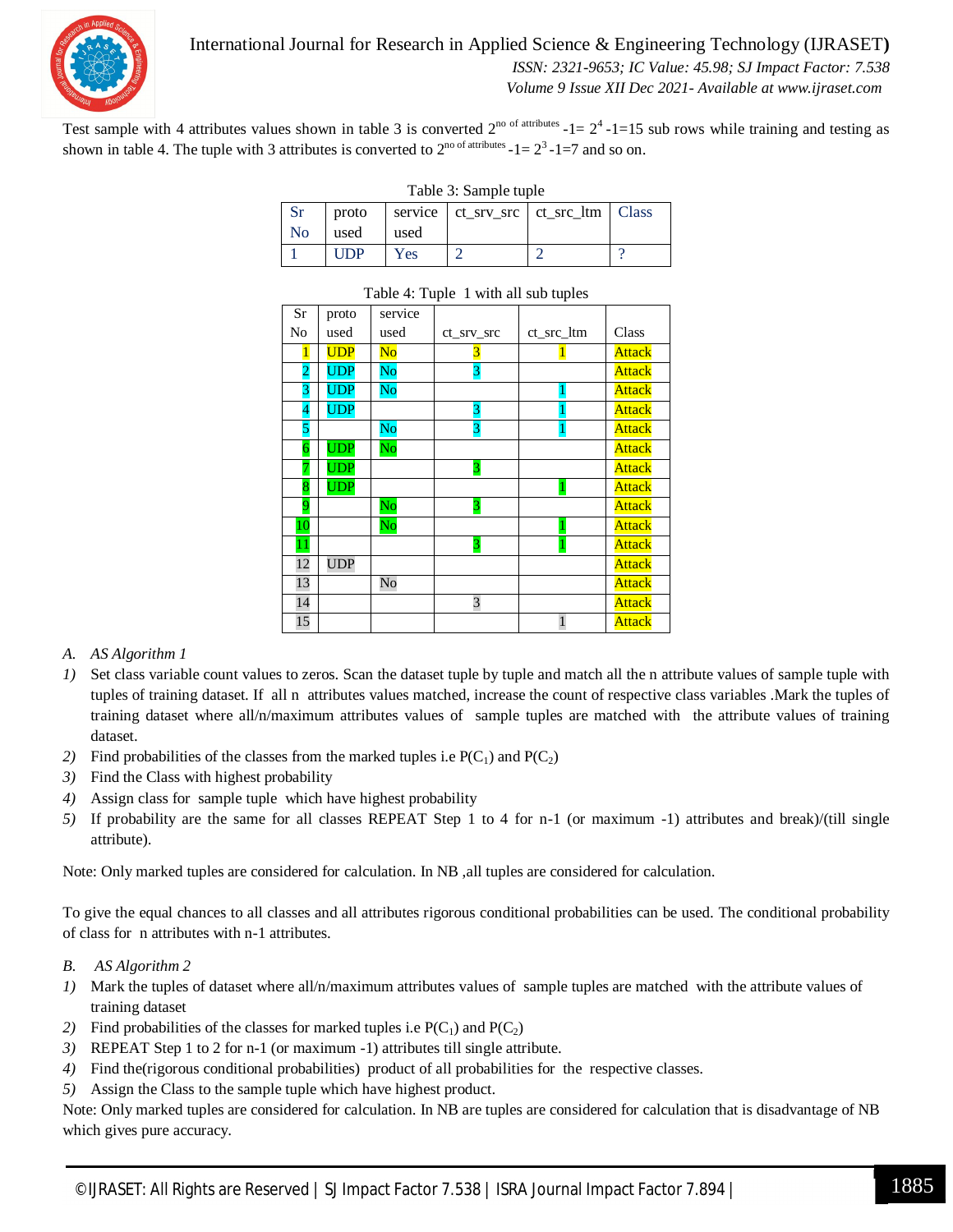Test sample with 4 attributes values shown in table 3 is converted $2^{\text{no of attributes}}$ -1= $2^4$ -1=15 sub rows while training and testing as shown in table 4. The tuple with 3 attributes is converted to $2^{\text{no of attributes}}$ -1= $2^3$ -1=7 and so on.

Table 3: Sample tuple

| Sr No | proto used | service used | ct_srv_src | ct_src_ltm | Class |
|---|---|---|---|---|---|
| 1 | UDP | Yes | 2 | 2 | ? |

Table 4: Tuple 1 with all sub tuples

| Sr No | proto used | service used | ct_srv_src | ct_src_ltm | Class |
|---|---|---|---|---|---|
| 1 | UDP | No | 3 | 1 | Attack |
| 2 | UDP | No | 3 | | Attack |
| 3 | UDP | No | | 1 | Attack |
| 4 | UDP | | 3 | 1 | Attack |
| 5 | | No | 3 | 1 | Attack |
| 6 | UDP | No | | | Attack |
| 7 | UDP | | 3 | | Attack |
| 8 | UDP | | | 1 | Attack |
| 9 | | No | 3 | | Attack |
| 10 | | No | | 1 | Attack |
| 11 | | | 3 | 1 | Attack |
| 12 | UDP | | | | Attack |
| 13 | | No | | | Attack |
| 14 | | | 3 | | Attack |
| 15 | | | | 1 | Attack |

### A. AS Algorithm 1

1) Set class variable count values to zeros. Scan the dataset tuple by tuple and match all the n attribute values of sample tuple with tuples of training dataset. If all n attributes values matched, increase the count of respective class variables .Mark the tuples of training dataset where all/n/maximum attributes values of sample tuples are matched with the attribute values of training dataset.
2) Find probabilities of the classes from the marked tuples i.e $P(C_1)$ and $P(C_2)$
3) Find the Class with highest probability
4) Assign class for sample tuple which have highest probability
5) If probability are the same for all classes REPEAT Step 1 to 4 for n-1 (or maximum -1) attributes and break)/(till single attribute).

Note: Only marked tuples are considered for calculation. In NB ,all tuples are considered for calculation.

To give the equal chances to all classes and all attributes rigorous conditional probabilities can be used. The conditional probability of class for n attributes with n-1 attributes.

### B. AS Algorithm 2

1) Mark the tuples of dataset where all/n/maximum attributes values of sample tuples are matched with the attribute values of training dataset
2) Find probabilities of the classes for marked tuples i.e $P(C_1)$ and $P(C_2)$
3) REPEAT Step 1 to 2 for n-1 (or maximum -1) attributes till single attribute.
4) Find the(rigorous conditional probabilities) product of all probabilities for the respective classes.
5) Assign the Class to the sample tuple which have highest product.

Note: Only marked tuples are considered for calculation. In NB are tuples are considered for calculation that is disadvantage of NB which gives pure accuracy.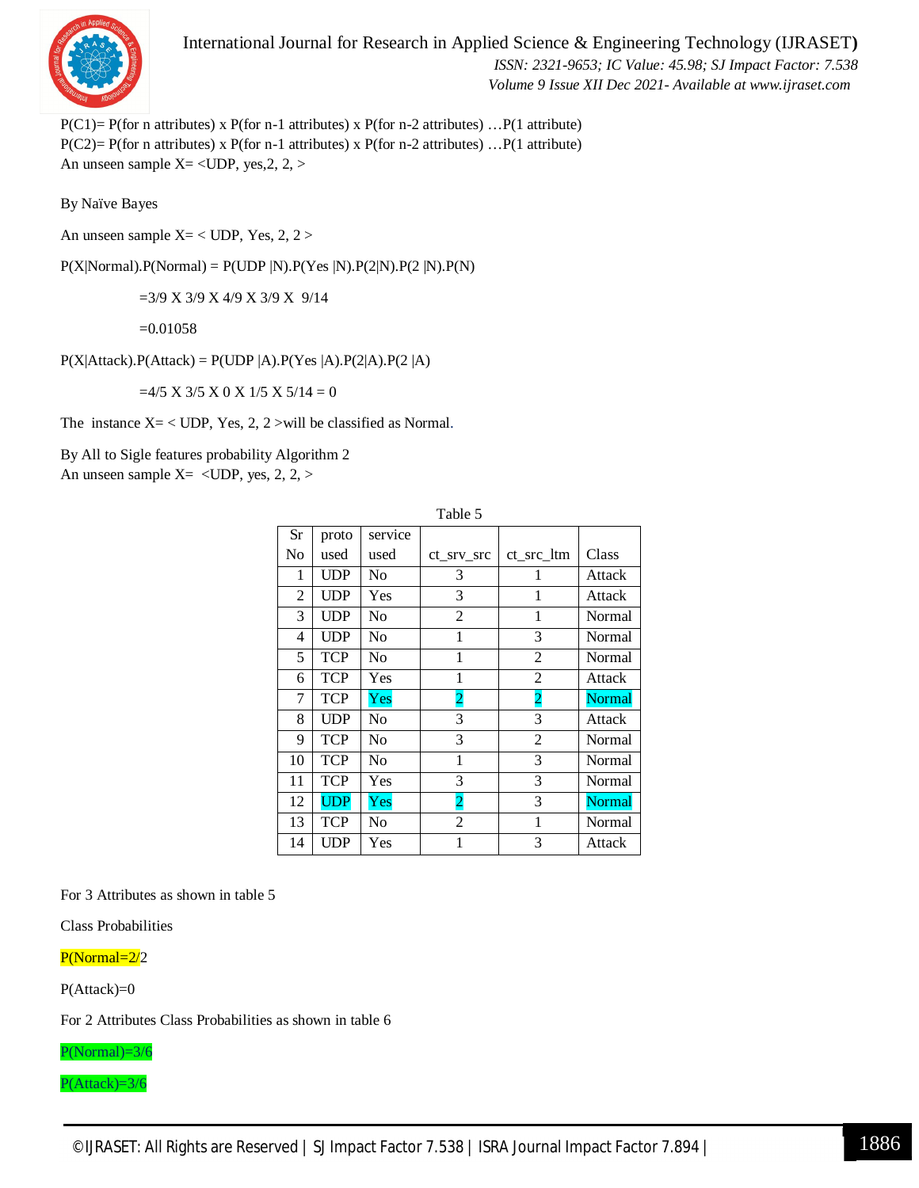P(C1)= P(for n attributes) x P(for n-1 attributes) x P(for n-2 attributes) …P(1 attribute)
P(C2)= P(for n attributes) x P(for n-1 attributes) x P(for n-2 attributes) …P(1 attribute)
An unseen sample X= <UDP, yes,2, 2, >

By Naïve Bayes

An unseen sample X= < UDP, Yes, 2, 2 >

P(X|Normal).P(Normal) = P(UDP |N).P(Yes |N).P(2|N).P(2 |N).P(N)

=3/9 X 3/9 X 4/9 X 3/9 X 9/14

=0.01058

P(X|Attack).P(Attack) = P(UDP |A).P(Yes |A).P(2|A).P(2 |A)

=4/5 X 3/5 X 0 X 1/5 X 5/14 = 0

The instance X= < UDP, Yes, 2, 2 >will be classified as Normal.

By All to Sigle features probability Algorithm 2
An unseen sample X= <UDP, yes, 2, 2, >

Table 5

| Sr No | proto used | service used | ct_srv_src | ct_src_ltm | Class |
|---|---|---|---|---|---|
| 1 | UDP | No | 3 | 1 | Attack |
| 2 | UDP | Yes | 3 | 1 | Attack |
| 3 | UDP | No | 2 | 1 | Normal |
| 4 | UDP | No | 1 | 3 | Normal |
| 5 | TCP | No | 1 | 2 | Normal |
| 6 | TCP | Yes | 1 | 2 | Attack |
| 7 | TCP | Yes | 2 | 2 | Normal |
| 8 | UDP | No | 3 | 3 | Attack |
| 9 | TCP | No | 3 | 2 | Normal |
| 10 | TCP | No | 1 | 3 | Normal |
| 11 | TCP | Yes | 3 | 3 | Normal |
| 12 | UDP | Yes | 2 | 3 | Normal |
| 13 | TCP | No | 2 | 1 | Normal |
| 14 | UDP | Yes | 1 | 3 | Attack |

For 3 Attributes as shown in table 5

Class Probabilities

P(Normal=2/2

P(Attack)=0

For 2 Attributes Class Probabilities as shown in table 6

P(Normal)=3/6

P(Attack)=3/6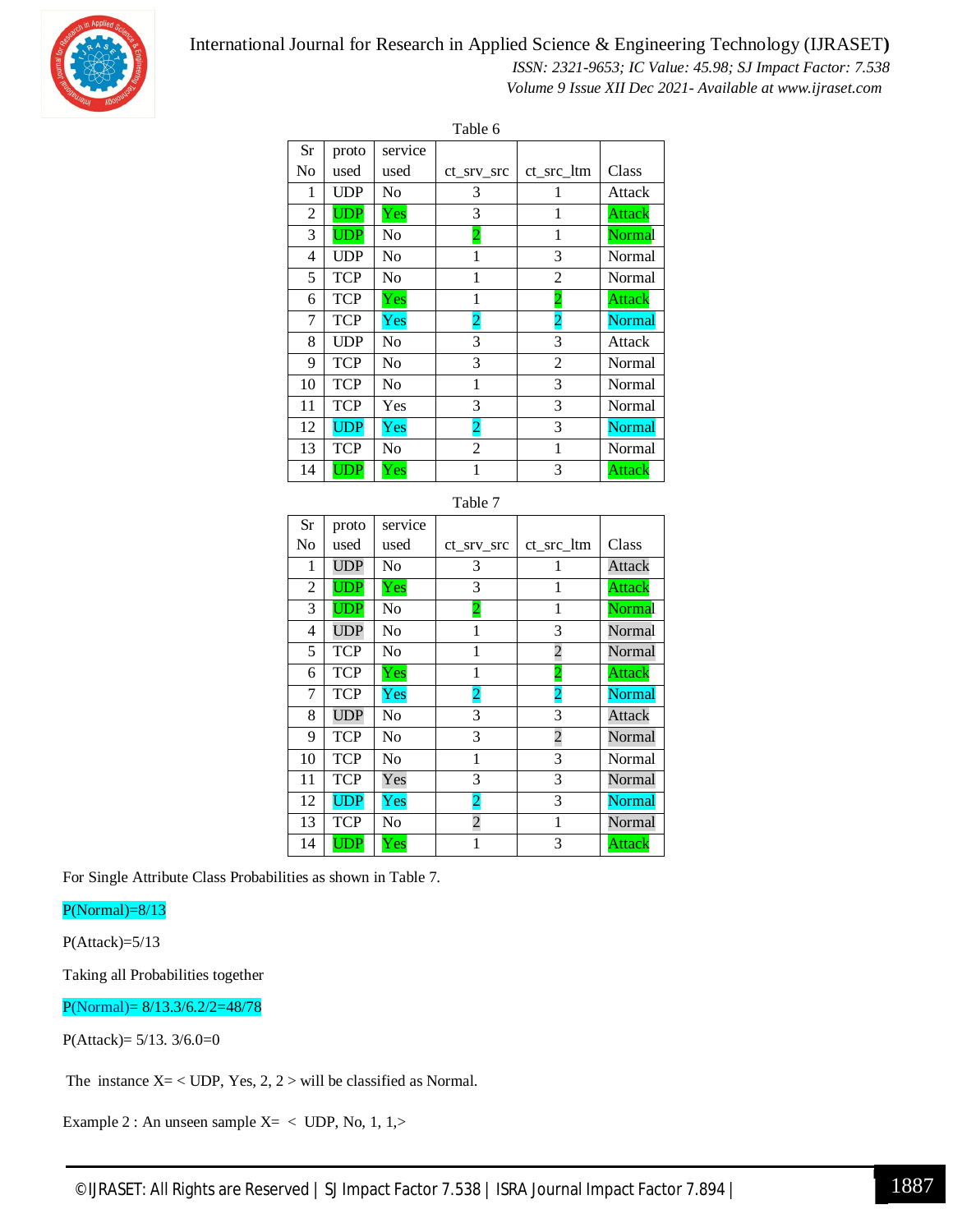Table 6

| Sr No | proto used | service used | ct_srv_src | ct_src_ltm | Class |
|---|---|---|---|---|---|
| 1 | UDP | No | 3 | 1 | Attack |
| 2 | UDP | Yes | 3 | 1 | Attack |
| 3 | UDP | No | 2 | 1 | Normal |
| 4 | UDP | No | 1 | 3 | Normal |
| 5 | TCP | No | 1 | 2 | Normal |
| 6 | TCP | Yes | 1 | 2 | Attack |
| 7 | TCP | Yes | 2 | 2 | Normal |
| 8 | UDP | No | 3 | 3 | Attack |
| 9 | TCP | No | 3 | 2 | Normal |
| 10 | TCP | No | 1 | 3 | Normal |
| 11 | TCP | Yes | 3 | 3 | Normal |
| 12 | UDP | Yes | 2 | 3 | Normal |
| 13 | TCP | No | 2 | 1 | Normal |
| 14 | UDP | Yes | 1 | 3 | Attack |

Table 7

| Sr No | proto used | service used | ct_srv_src | ct_src_ltm | Class |
|---|---|---|---|---|---|
| 1 | UDP | No | 3 | 1 | Attack |
| 2 | UDP | Yes | 3 | 1 | Attack |
| 3 | UDP | No | 2 | 1 | Normal |
| 4 | UDP | No | 1 | 3 | Normal |
| 5 | TCP | No | 1 | 2 | Normal |
| 6 | TCP | Yes | 1 | 2 | Attack |
| 7 | TCP | Yes | 2 | 2 | Normal |
| 8 | UDP | No | 3 | 3 | Attack |
| 9 | TCP | No | 3 | 2 | Normal |
| 10 | TCP | No | 1 | 3 | Normal |
| 11 | TCP | Yes | 3 | 3 | Normal |
| 12 | UDP | Yes | 2 | 3 | Normal |
| 13 | TCP | No | 2 | 1 | Normal |
| 14 | UDP | Yes | 1 | 3 | Attack |

For Single Attribute Class Probabilities as shown in Table 7.

P(Normal)=8/13

P(Attack)=5/13

Taking all Probabilities together

P(Normal)= 8/13.3/6.2/2=48/78

P(Attack)= 5/13. 3/6.0=0

The instance X= < UDP, Yes, 2, 2 > will be classified as Normal.

Example 2 : An unseen sample X= < UDP, No, 1, 1,>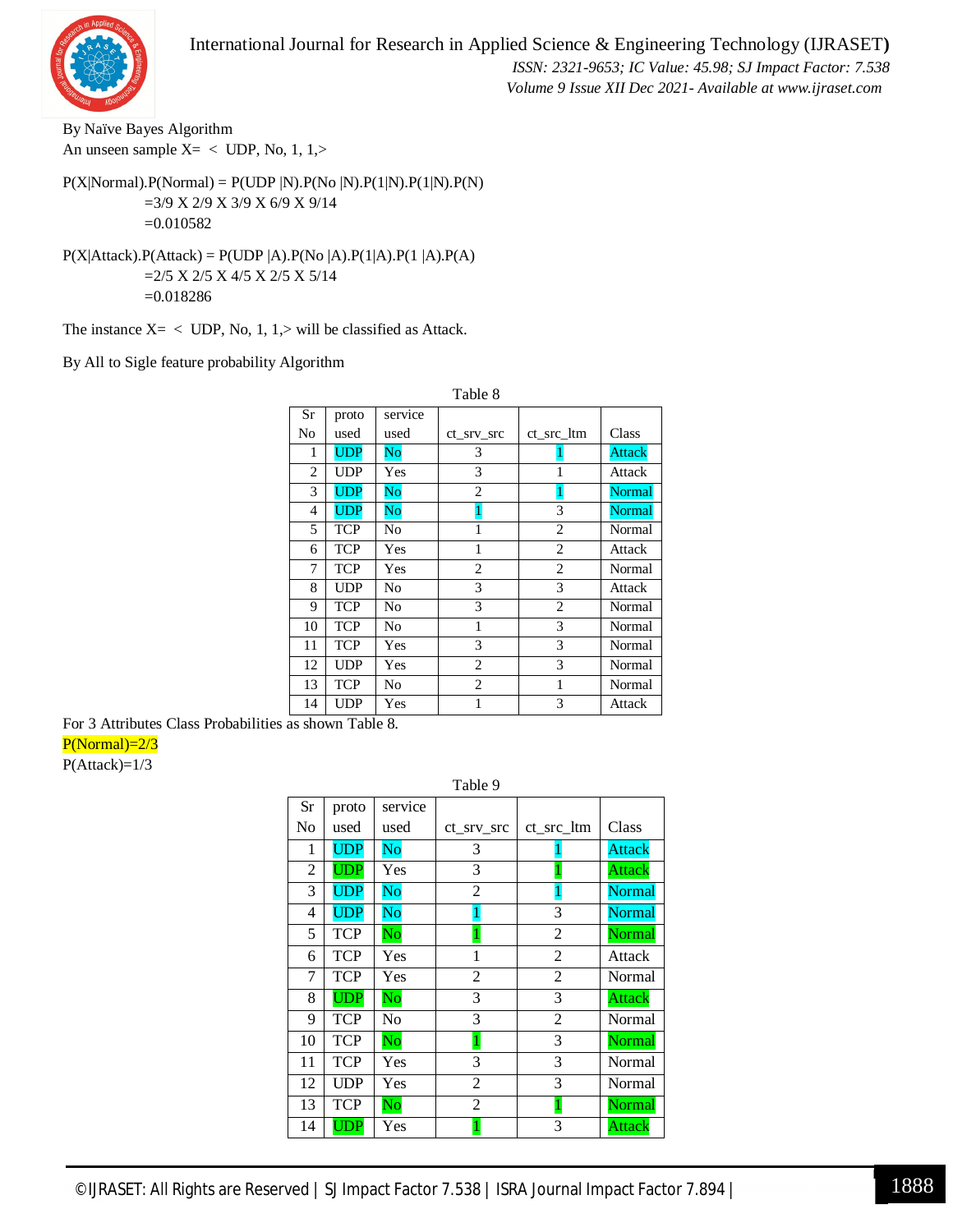By Naïve Bayes Algorithm

An unseen sample X= < UDP, No, 1, 1,>

P(X|Normal).P(Normal) = P(UDP |N).P(No |N).P(1|N).P(1|N).P(N)

=3/9 X 2/9 X 3/9 X 6/9 X 9/14

=0.010582

P(X|Attack).P(Attack) = P(UDP |A).P(No |A).P(1|A).P(1 |A).P(A)

=2/5 X 2/5 X 4/5 X 2/5 X 5/14

=0.018286

The instance X= < UDP, No, 1, 1,> will be classified as Attack.

By All to Sigle feature probability Algorithm

Table 8

| Sr No | proto used | service used | ct_srv_src | ct_src_ltm | Class |
|---|---|---|---|---|---|
| 1 | UDP | No | 3 | 1 | Attack |
| 2 | UDP | Yes | 3 | 1 | Attack |
| 3 | UDP | No | 2 | 1 | Normal |
| 4 | UDP | No | 1 | 3 | Normal |
| 5 | TCP | No | 1 | 2 | Normal |
| 6 | TCP | Yes | 1 | 2 | Attack |
| 7 | TCP | Yes | 2 | 2 | Normal |
| 8 | UDP | No | 3 | 3 | Attack |
| 9 | TCP | No | 3 | 2 | Normal |
| 10 | TCP | No | 1 | 3 | Normal |
| 11 | TCP | Yes | 3 | 3 | Normal |
| 12 | UDP | Yes | 2 | 3 | Normal |
| 13 | TCP | No | 2 | 1 | Normal |
| 14 | UDP | Yes | 1 | 3 | Attack |

For 3 Attributes Class Probabilities as shown Table 8.

P(Normal)=2/3

P(Attack)=1/3

Table 9

| Sr No | proto used | service used | ct_srv_src | ct_src_ltm | Class |
|---|---|---|---|---|---|
| 1 | UDP | No | 3 | 1 | Attack |
| 2 | UDP | Yes | 3 | 1 | Attack |
| 3 | UDP | No | 2 | 1 | Normal |
| 4 | UDP | No | 1 | 3 | Normal |
| 5 | TCP | No | 1 | 2 | Normal |
| 6 | TCP | Yes | 1 | 2 | Attack |
| 7 | TCP | Yes | 2 | 2 | Normal |
| 8 | UDP | No | 3 | 3 | Attack |
| 9 | TCP | No | 3 | 2 | Normal |
| 10 | TCP | No | 1 | 3 | Normal |
| 11 | TCP | Yes | 3 | 3 | Normal |
| 12 | UDP | Yes | 2 | 3 | Normal |
| 13 | TCP | No | 2 | 1 | Normal |
| 14 | UDP | Yes | 1 | 3 | Attack |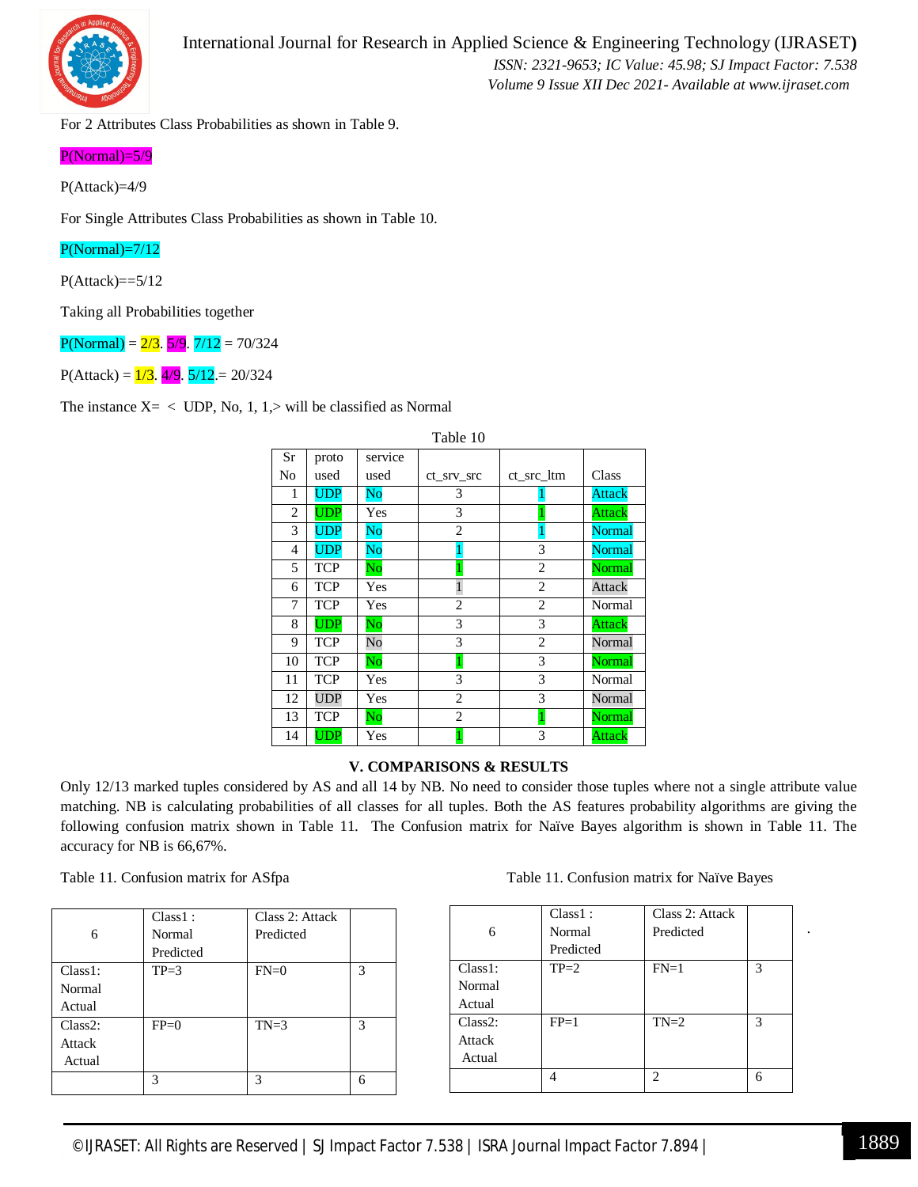For 2 Attributes Class Probabilities as shown in Table 9.

P(Normal)=5/9

P(Attack)=4/9

For Single Attributes Class Probabilities as shown in Table 10.

P(Normal)=7/12

P(Attack)==5/12

Taking all Probabilities together

P(Normal) = 2/3. 5/9. 7/12 = 70/324

P(Attack) = 1/3. 4/9. 5/12.= 20/324

The instance X= < UDP, No, 1, 1,> will be classified as Normal

Table 10

| Sr No | proto used | service used | ct_srv_src | ct_src_ltm | Class |
|---|---|---|---|---|---|
| 1 | UDP | No | 3 | 1 | Attack |
| 2 | UDP | Yes | 3 | 1 | Attack |
| 3 | UDP | No | 2 | 1 | Normal |
| 4 | UDP | No | 1 | 3 | Normal |
| 5 | TCP | No | 1 | 2 | Normal |
| 6 | TCP | Yes | 1 | 2 | Attack |
| 7 | TCP | Yes | 2 | 2 | Normal |
| 8 | UDP | No | 3 | 3 | Attack |
| 9 | TCP | No | 3 | 2 | Normal |
| 10 | TCP | No | 1 | 3 | Normal |
| 11 | TCP | Yes | 3 | 3 | Normal |
| 12 | UDP | Yes | 2 | 3 | Normal |
| 13 | TCP | No | 2 | 1 | Normal |
| 14 | UDP | Yes | 1 | 3 | Attack |

## V. COMPARISONS & RESULTS

Only 12/13 marked tuples considered by AS and all 14 by NB. No need to consider those tuples where not a single attribute value matching. NB is calculating probabilities of all classes for all tuples. Both the AS features probability algorithms are giving the following confusion matrix shown in Table 11. The Confusion matrix for Naïve Bayes algorithm is shown in Table 11. The accuracy for NB is 66,67%.

Table 11. Confusion matrix for ASfpa

| 6 | Class1 : Normal Predicted | Class 2: Attack Predicted | |
|---|---|---|---|
| Class1: Normal Actual | TP=3 | FN=0 | 3 |
| Class2: Attack Actual | FP=0 | TN=3 | 3 |
| | 3 | 3 | 6 |

Table 11. Confusion matrix for Naïve Bayes

| 6 | Class1 : Normal Predicted | Class 2: Attack Predicted | |
|---|---|---|---|
| Class1: Normal Actual | TP=2 | FN=1 | 3 |
| Class2: Attack Actual | FP=1 | TN=2 | 3 |
| | 4 | 2 | 6 |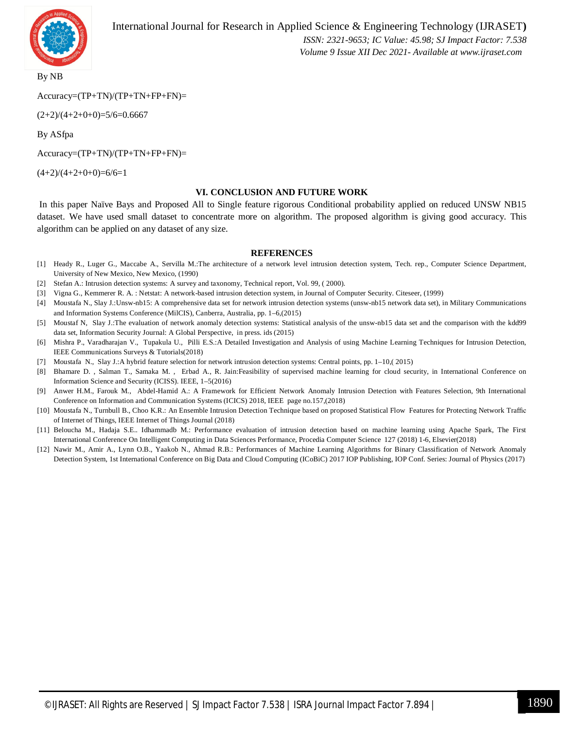By NB

Accuracy=(TP+TN)/(TP+TN+FP+FN)=

(2+2)/(4+2+0+0)=5/6=0.6667

By ASfpa

Accuracy=(TP+TN)/(TP+TN+FP+FN)=

(4+2)/(4+2+0+0)=6/6=1

## VI. CONCLUSION AND FUTURE WORK

In this paper Naïve Bays and Proposed All to Single feature rigorous Conditional probability applied on reduced UNSW NB15 dataset. We have used small dataset to concentrate more on algorithm. The proposed algorithm is giving good accuracy. This algorithm can be applied on any dataset of any size.

## REFERENCES

[1] Heady R., Luger G., Maccabe A., Servilla M.:The architecture of a network level intrusion detection system, Tech. rep., Computer Science Department, University of New Mexico, New Mexico, (1990)

[2] Stefan A.: Intrusion detection systems: A survey and taxonomy, Technical report, Vol. 99, ( 2000).

[3] Vigna G., Kemmerer R. A. : Netstat: A network-based intrusion detection system, in Journal of Computer Security. Citeseer, (1999)

[4] Moustafa N., Slay J.:Unsw-nb15: A comprehensive data set for network intrusion detection systems (unsw-nb15 network data set), in Military Communications and Information Systems Conference (MilCIS), Canberra, Australia, pp. 1–6,(2015)

[5] Moustaf N, Slay J.:The evaluation of network anomaly detection systems: Statistical analysis of the unsw-nb15 data set and the comparison with the kdd99 data set, Information Security Journal: A Global Perspective, in press. ids (2015)

[6] Mishra P., Varadharajan V., Tupakula U., Pilli E.S.:A Detailed Investigation and Analysis of using Machine Learning Techniques for Intrusion Detection, IEEE Communications Surveys & Tutorials(2018)

[7] Moustafa N., Slay J.:A hybrid feature selection for network intrusion detection systems: Central points, pp. 1–10,( 2015)

[8] Bhamare D. , Salman T., Samaka M. , Erbad A., R. Jain:Feasibility of supervised machine learning for cloud security, in International Conference on Information Science and Security (ICISS). IEEE, 1–5(2016)

[9] Anwer H.M., Farouk M., Abdel-Hamid A.: A Framework for Efficient Network Anomaly Intrusion Detection with Features Selection, 9th International Conference on Information and Communication Systems (ICICS) 2018, IEEE page no.157,(2018)

[10] Moustafa N., Turnbull B., Choo K.R.: An Ensemble Intrusion Detection Technique based on proposed Statistical Flow Features for Protecting Network Traffic of Internet of Things, IEEE Internet of Things Journal (2018)

[11] Beloucha M., Hadaja S.E.. Idhammadb M.: Performance evaluation of intrusion detection based on machine learning using Apache Spark, The First International Conference On Intelligent Computing in Data Sciences Performance, Procedia Computer Science 127 (2018) 1-6, Elsevier(2018)

[12] Nawir M., Amir A., Lynn O.B., Yaakob N., Ahmad R.B.: Performances of Machine Learning Algorithms for Binary Classification of Network Anomaly Detection System, 1st International Conference on Big Data and Cloud Computing (ICoBiC) 2017 IOP Publishing, IOP Conf. Series: Journal of Physics (2017)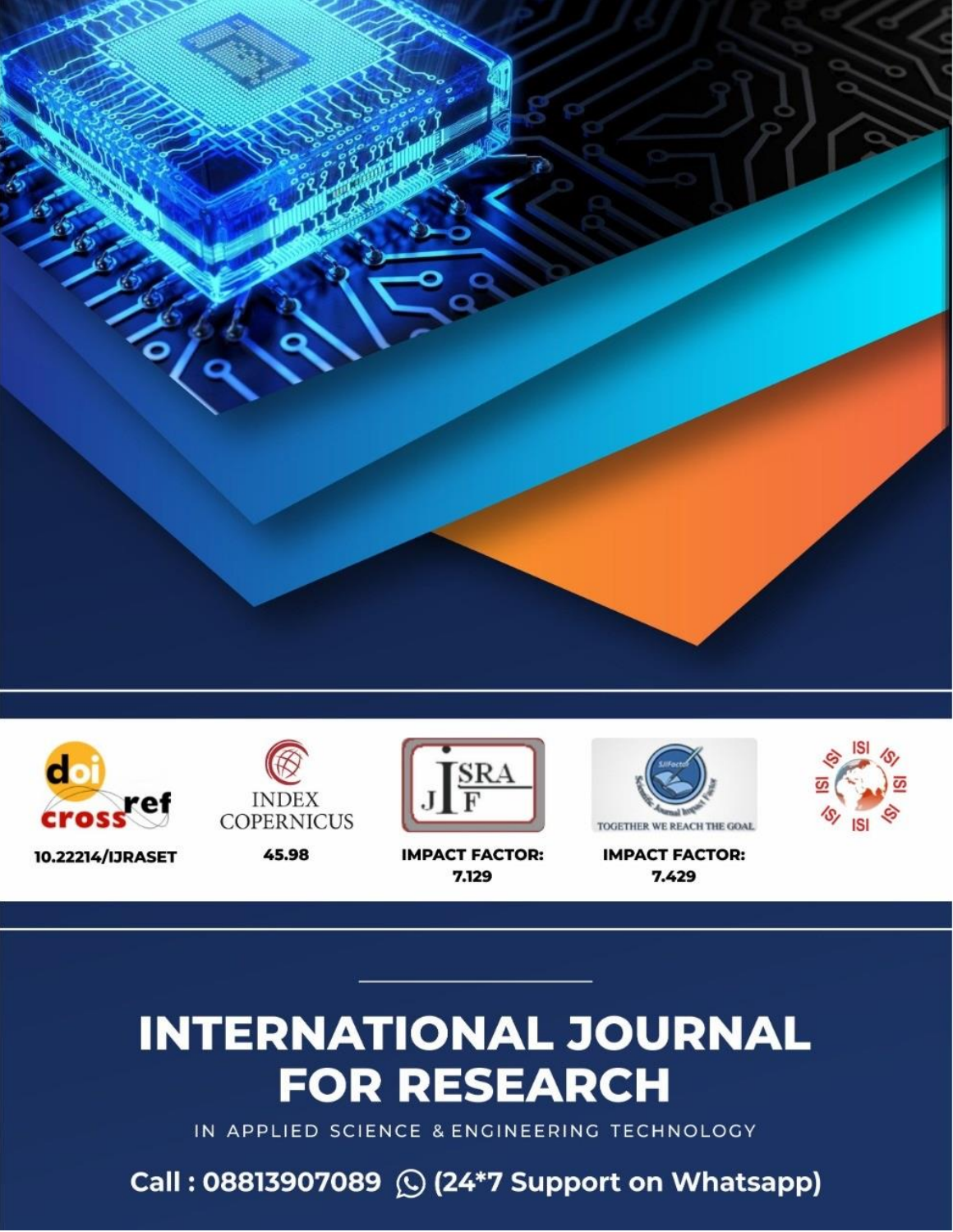10.22214/IJRASET

INDEX COPERNICUS

45.98

IMPACT FACTOR: 7.129

TOGETHER WE REACH THE GOAL

IMPACT FACTOR: 7.429

# INTERNATIONAL JOURNAL FOR RESEARCH

IN APPLIED SCIENCE & ENGINEERING TECHNOLOGY

Call : 08813907089 (24*7 Support on Whatsapp)